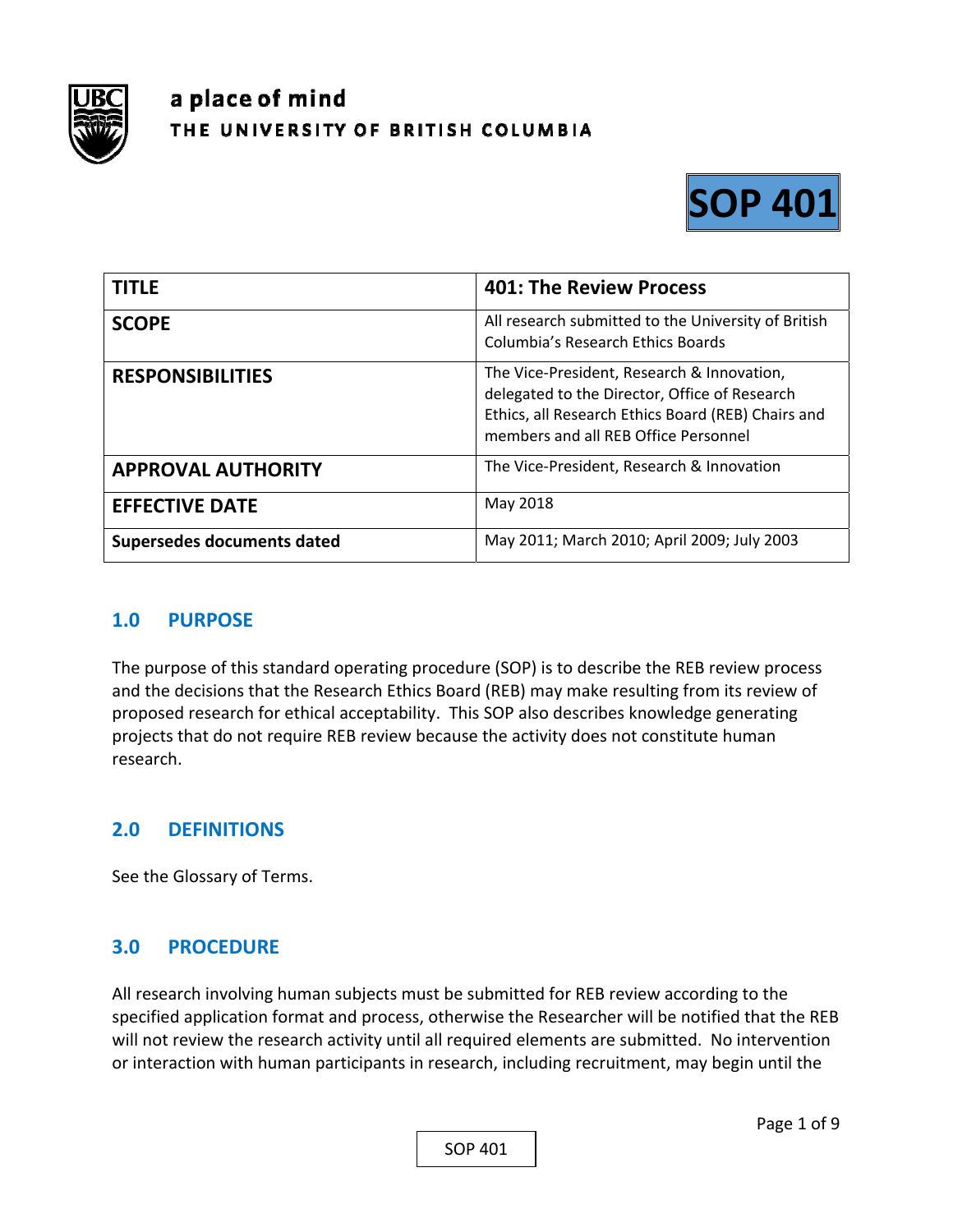a place of mind
THE UNIVERSITY OF BRITISH COLUMBIA

**SOP 401**

| TITLE | 401: The Review Process |
|---|---|
| SCOPE | All research submitted to the University of British Columbia's Research Ethics Boards |
| RESPONSIBILITIES | The Vice-President, Research & Innovation, delegated to the Director, Office of Research Ethics, all Research Ethics Board (REB) Chairs and members and all REB Office Personnel |
| APPROVAL AUTHORITY | The Vice-President, Research & Innovation |
| EFFECTIVE DATE | May 2018 |
| Supersedes documents dated | May 2011; March 2010; April 2009; July 2003 |

## 1.0 PURPOSE

The purpose of this standard operating procedure (SOP) is to describe the REB review process and the decisions that the Research Ethics Board (REB) may make resulting from its review of proposed research for ethical acceptability. This SOP also describes knowledge generating projects that do not require REB review because the activity does not constitute human research.

## 2.0 DEFINITIONS

See the Glossary of Terms.

## 3.0 PROCEDURE

All research involving human subjects must be submitted for REB review according to the specified application format and process, otherwise the Researcher will be notified that the REB will not review the research activity until all required elements are submitted. No intervention or interaction with human participants in research, including recruitment, may begin until the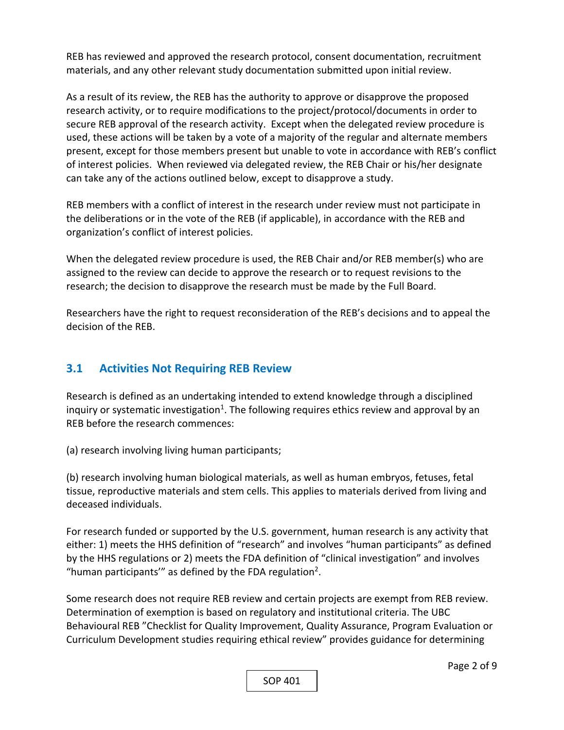REB has reviewed and approved the research protocol, consent documentation, recruitment materials, and any other relevant study documentation submitted upon initial review.

As a result of its review, the REB has the authority to approve or disapprove the proposed research activity, or to require modifications to the project/protocol/documents in order to secure REB approval of the research activity. Except when the delegated review procedure is used, these actions will be taken by a vote of a majority of the regular and alternate members present, except for those members present but unable to vote in accordance with REB's conflict of interest policies. When reviewed via delegated review, the REB Chair or his/her designate can take any of the actions outlined below, except to disapprove a study.

REB members with a conflict of interest in the research under review must not participate in the deliberations or in the vote of the REB (if applicable), in accordance with the REB and organization's conflict of interest policies.

When the delegated review procedure is used, the REB Chair and/or REB member(s) who are assigned to the review can decide to approve the research or to request revisions to the research; the decision to disapprove the research must be made by the Full Board.

Researchers have the right to request reconsideration of the REB's decisions and to appeal the decision of the REB.

## 3.1 Activities Not Requiring REB Review

Research is defined as an undertaking intended to extend knowledge through a disciplined inquiry or systematic investigation[1]. The following requires ethics review and approval by an REB before the research commences:

(a) research involving living human participants;

(b) research involving human biological materials, as well as human embryos, fetuses, fetal tissue, reproductive materials and stem cells. This applies to materials derived from living and deceased individuals.

For research funded or supported by the U.S. government, human research is any activity that either: 1) meets the HHS definition of "research" and involves "human participants" as defined by the HHS regulations or 2) meets the FDA definition of "clinical investigation" and involves "human participants'" as defined by the FDA regulation[2].

Some research does not require REB review and certain projects are exempt from REB review. Determination of exemption is based on regulatory and institutional criteria. The UBC Behavioural REB "Checklist for Quality Improvement, Quality Assurance, Program Evaluation or Curriculum Development studies requiring ethical review" provides guidance for determining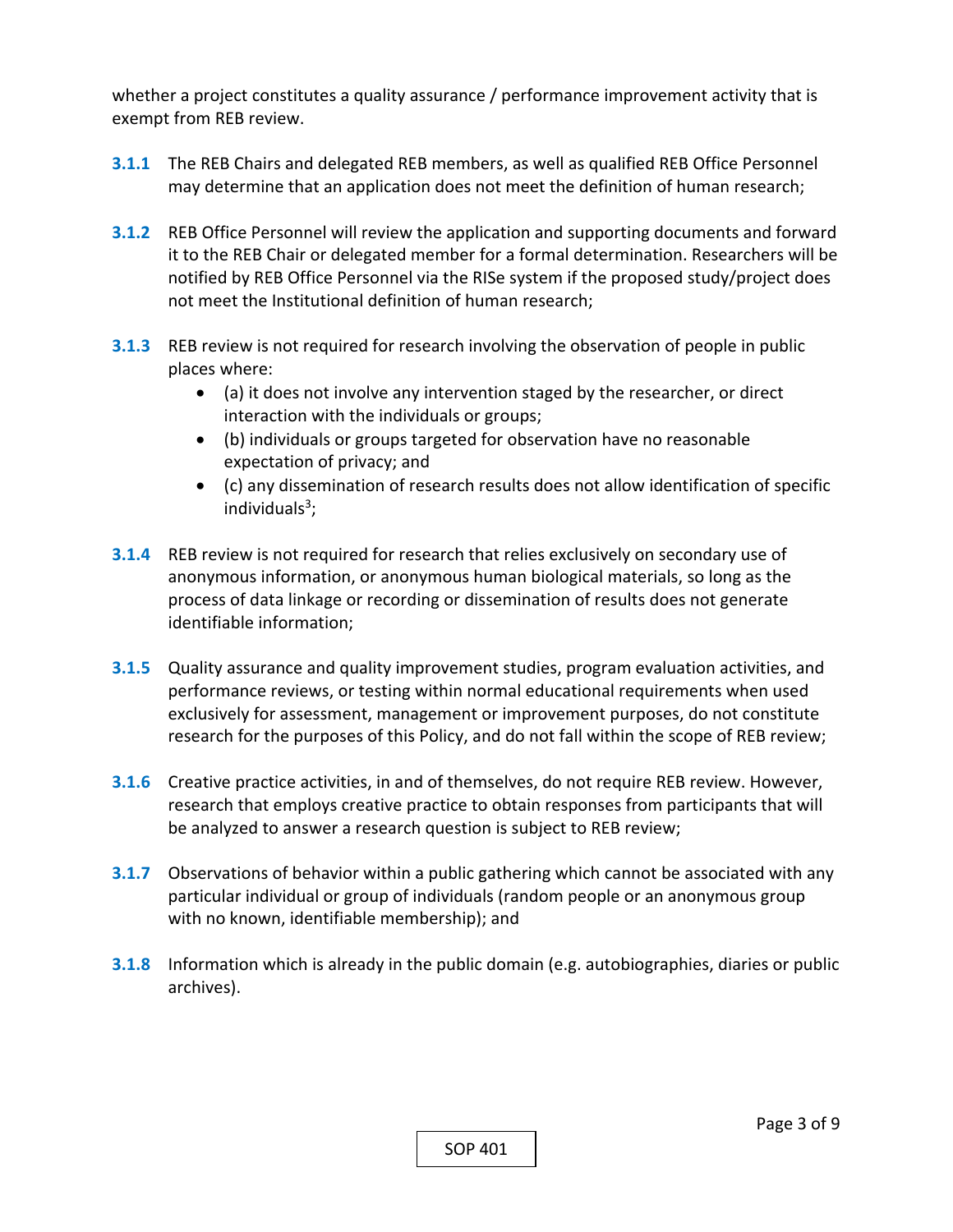whether a project constitutes a quality assurance / performance improvement activity that is exempt from REB review.

**3.1.1** The REB Chairs and delegated REB members, as well as qualified REB Office Personnel may determine that an application does not meet the definition of human research;

**3.1.2** REB Office Personnel will review the application and supporting documents and forward it to the REB Chair or delegated member for a formal determination. Researchers will be notified by REB Office Personnel via the RISe system if the proposed study/project does not meet the Institutional definition of human research;

**3.1.3** REB review is not required for research involving the observation of people in public places where:

- (a) it does not involve any intervention staged by the researcher, or direct interaction with the individuals or groups;
- (b) individuals or groups targeted for observation have no reasonable expectation of privacy; and
- (c) any dissemination of research results does not allow identification of specific individuals[3];

**3.1.4** REB review is not required for research that relies exclusively on secondary use of anonymous information, or anonymous human biological materials, so long as the process of data linkage or recording or dissemination of results does not generate identifiable information;

**3.1.5** Quality assurance and quality improvement studies, program evaluation activities, and performance reviews, or testing within normal educational requirements when used exclusively for assessment, management or improvement purposes, do not constitute research for the purposes of this Policy, and do not fall within the scope of REB review;

**3.1.6** Creative practice activities, in and of themselves, do not require REB review. However, research that employs creative practice to obtain responses from participants that will be analyzed to answer a research question is subject to REB review;

**3.1.7** Observations of behavior within a public gathering which cannot be associated with any particular individual or group of individuals (random people or an anonymous group with no known, identifiable membership); and

**3.1.8** Information which is already in the public domain (e.g. autobiographies, diaries or public archives).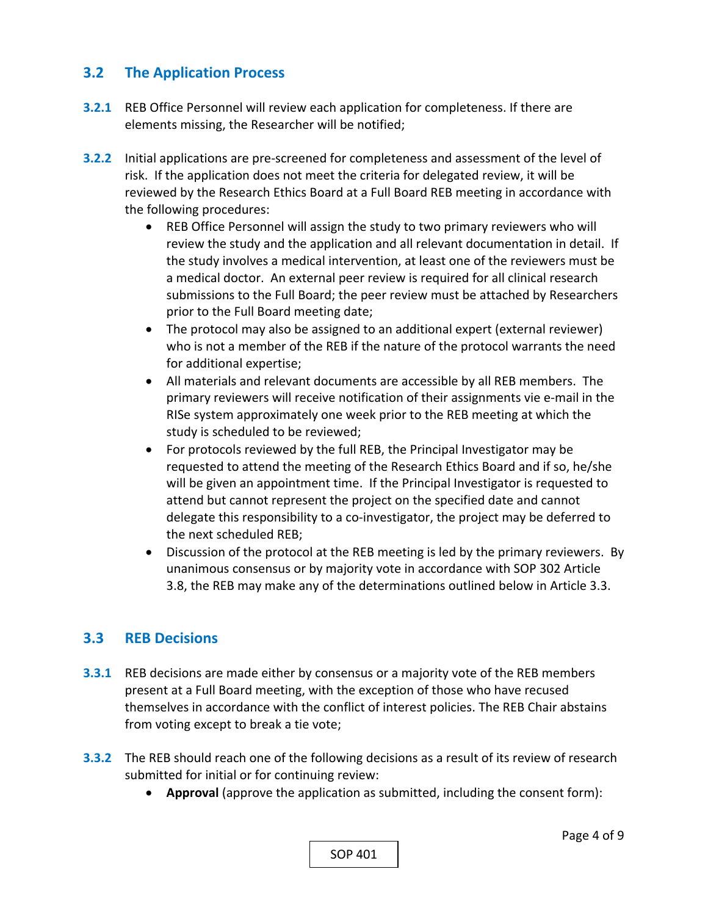## 3.2 The Application Process

**3.2.1** REB Office Personnel will review each application for completeness. If there are elements missing, the Researcher will be notified;

**3.2.2** Initial applications are pre-screened for completeness and assessment of the level of risk. If the application does not meet the criteria for delegated review, it will be reviewed by the Research Ethics Board at a Full Board REB meeting in accordance with the following procedures:

- REB Office Personnel will assign the study to two primary reviewers who will review the study and the application and all relevant documentation in detail. If the study involves a medical intervention, at least one of the reviewers must be a medical doctor. An external peer review is required for all clinical research submissions to the Full Board; the peer review must be attached by Researchers prior to the Full Board meeting date;
- The protocol may also be assigned to an additional expert (external reviewer) who is not a member of the REB if the nature of the protocol warrants the need for additional expertise;
- All materials and relevant documents are accessible by all REB members. The primary reviewers will receive notification of their assignments vie e-mail in the RISe system approximately one week prior to the REB meeting at which the study is scheduled to be reviewed;
- For protocols reviewed by the full REB, the Principal Investigator may be requested to attend the meeting of the Research Ethics Board and if so, he/she will be given an appointment time. If the Principal Investigator is requested to attend but cannot represent the project on the specified date and cannot delegate this responsibility to a co-investigator, the project may be deferred to the next scheduled REB;
- Discussion of the protocol at the REB meeting is led by the primary reviewers. By unanimous consensus or by majority vote in accordance with SOP 302 Article 3.8, the REB may make any of the determinations outlined below in Article 3.3.

## 3.3 REB Decisions

**3.3.1** REB decisions are made either by consensus or a majority vote of the REB members present at a Full Board meeting, with the exception of those who have recused themselves in accordance with the conflict of interest policies. The REB Chair abstains from voting except to break a tie vote;

**3.3.2** The REB should reach one of the following decisions as a result of its review of research submitted for initial or for continuing review:

- **Approval** (approve the application as submitted, including the consent form):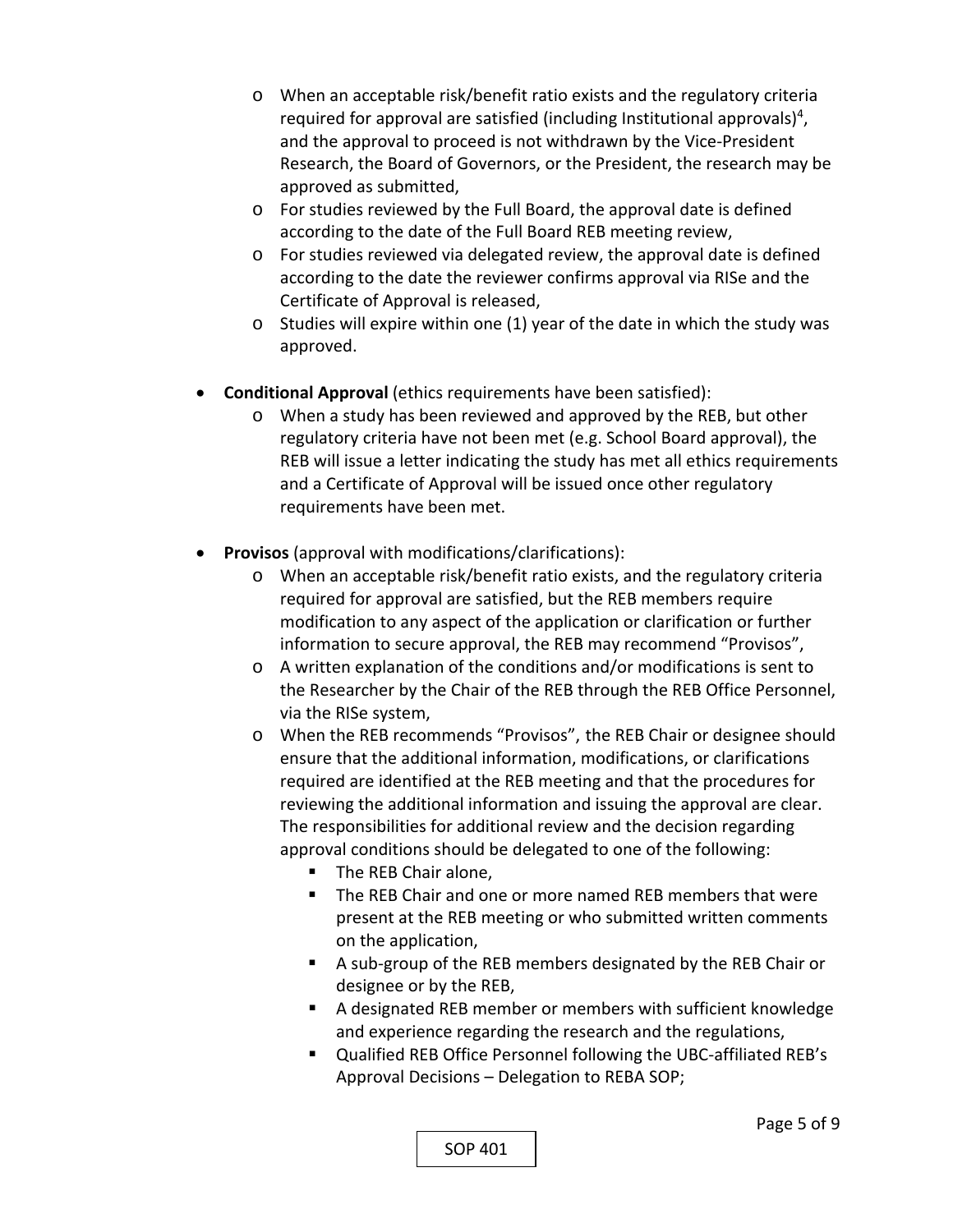- When an acceptable risk/benefit ratio exists and the regulatory criteria required for approval are satisfied (including Institutional approvals)[4], and the approval to proceed is not withdrawn by the Vice-President Research, the Board of Governors, or the President, the research may be approved as submitted,
  - For studies reviewed by the Full Board, the approval date is defined according to the date of the Full Board REB meeting review,
  - For studies reviewed via delegated review, the approval date is defined according to the date the reviewer confirms approval via RISe and the Certificate of Approval is released,
  - Studies will expire within one (1) year of the date in which the study was approved.

- **Conditional Approval** (ethics requirements have been satisfied):
  - When a study has been reviewed and approved by the REB, but other regulatory criteria have not been met (e.g. School Board approval), the REB will issue a letter indicating the study has met all ethics requirements and a Certificate of Approval will be issued once other regulatory requirements have been met.

- **Provisos** (approval with modifications/clarifications):
  - When an acceptable risk/benefit ratio exists, and the regulatory criteria required for approval are satisfied, but the REB members require modification to any aspect of the application or clarification or further information to secure approval, the REB may recommend "Provisos",
  - A written explanation of the conditions and/or modifications is sent to the Researcher by the Chair of the REB through the REB Office Personnel, via the RISe system,
  - When the REB recommends "Provisos", the REB Chair or designee should ensure that the additional information, modifications, or clarifications required are identified at the REB meeting and that the procedures for reviewing the additional information and issuing the approval are clear. The responsibilities for additional review and the decision regarding approval conditions should be delegated to one of the following:
    - The REB Chair alone,
    - The REB Chair and one or more named REB members that were present at the REB meeting or who submitted written comments on the application,
    - A sub-group of the REB members designated by the REB Chair or designee or by the REB,
    - A designated REB member or members with sufficient knowledge and experience regarding the research and the regulations,
    - Qualified REB Office Personnel following the UBC-affiliated REB's Approval Decisions – Delegation to REBA SOP;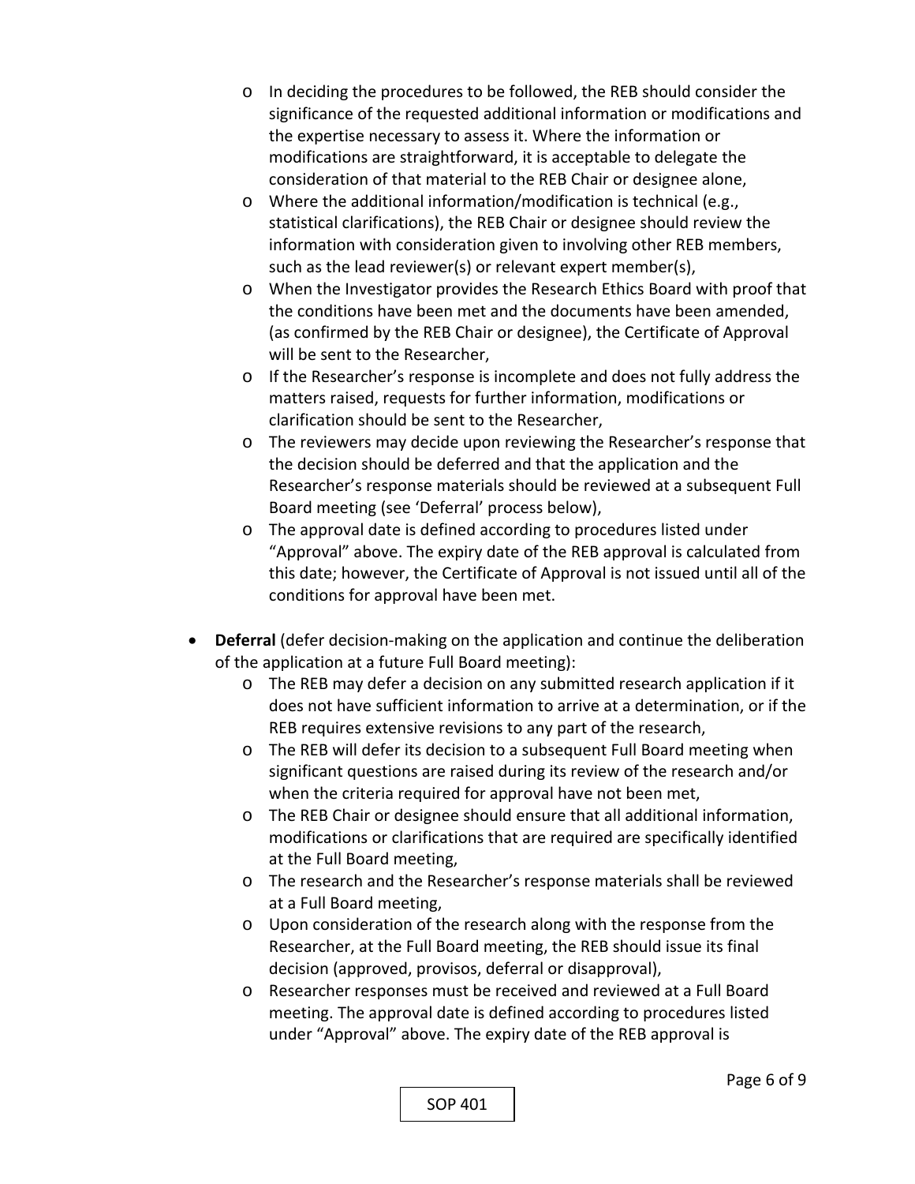- In deciding the procedures to be followed, the REB should consider the significance of the requested additional information or modifications and the expertise necessary to assess it. Where the information or modifications are straightforward, it is acceptable to delegate the consideration of that material to the REB Chair or designee alone,
  - Where the additional information/modification is technical (e.g., statistical clarifications), the REB Chair or designee should review the information with consideration given to involving other REB members, such as the lead reviewer(s) or relevant expert member(s),
  - When the Investigator provides the Research Ethics Board with proof that the conditions have been met and the documents have been amended, (as confirmed by the REB Chair or designee), the Certificate of Approval will be sent to the Researcher,
  - If the Researcher's response is incomplete and does not fully address the matters raised, requests for further information, modifications or clarification should be sent to the Researcher,
  - The reviewers may decide upon reviewing the Researcher's response that the decision should be deferred and that the application and the Researcher's response materials should be reviewed at a subsequent Full Board meeting (see 'Deferral' process below),
  - The approval date is defined according to procedures listed under "Approval" above. The expiry date of the REB approval is calculated from this date; however, the Certificate of Approval is not issued until all of the conditions for approval have been met.

- **Deferral** (defer decision-making on the application and continue the deliberation of the application at a future Full Board meeting):
  - The REB may defer a decision on any submitted research application if it does not have sufficient information to arrive at a determination, or if the REB requires extensive revisions to any part of the research,
  - The REB will defer its decision to a subsequent Full Board meeting when significant questions are raised during its review of the research and/or when the criteria required for approval have not been met,
  - The REB Chair or designee should ensure that all additional information, modifications or clarifications that are required are specifically identified at the Full Board meeting,
  - The research and the Researcher's response materials shall be reviewed at a Full Board meeting,
  - Upon consideration of the research along with the response from the Researcher, at the Full Board meeting, the REB should issue its final decision (approved, provisos, deferral or disapproval),
  - Researcher responses must be received and reviewed at a Full Board meeting. The approval date is defined according to procedures listed under "Approval" above. The expiry date of the REB approval is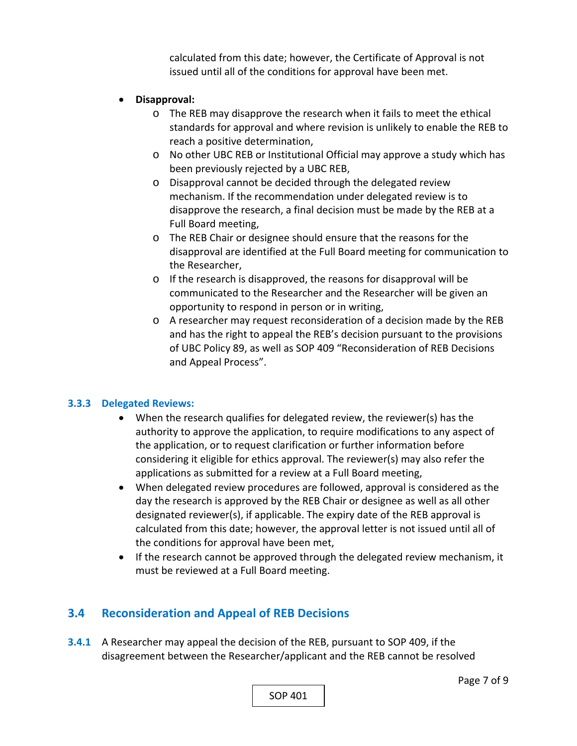calculated from this date; however, the Certificate of Approval is not issued until all of the conditions for approval have been met.

- **Disapproval:**
  - The REB may disapprove the research when it fails to meet the ethical standards for approval and where revision is unlikely to enable the REB to reach a positive determination,
  - No other UBC REB or Institutional Official may approve a study which has been previously rejected by a UBC REB,
  - Disapproval cannot be decided through the delegated review mechanism. If the recommendation under delegated review is to disapprove the research, a final decision must be made by the REB at a Full Board meeting,
  - The REB Chair or designee should ensure that the reasons for the disapproval are identified at the Full Board meeting for communication to the Researcher,
  - If the research is disapproved, the reasons for disapproval will be communicated to the Researcher and the Researcher will be given an opportunity to respond in person or in writing,
  - A researcher may request reconsideration of a decision made by the REB and has the right to appeal the REB's decision pursuant to the provisions of UBC Policy 89, as well as SOP 409 "Reconsideration of REB Decisions and Appeal Process".

### 3.3.3 Delegated Reviews:

- When the research qualifies for delegated review, the reviewer(s) has the authority to approve the application, to require modifications to any aspect of the application, or to request clarification or further information before considering it eligible for ethics approval. The reviewer(s) may also refer the applications as submitted for a review at a Full Board meeting,
- When delegated review procedures are followed, approval is considered as the day the research is approved by the REB Chair or designee as well as all other designated reviewer(s), if applicable. The expiry date of the REB approval is calculated from this date; however, the approval letter is not issued until all of the conditions for approval have been met,
- If the research cannot be approved through the delegated review mechanism, it must be reviewed at a Full Board meeting.

## 3.4 Reconsideration and Appeal of REB Decisions

**3.4.1** A Researcher may appeal the decision of the REB, pursuant to SOP 409, if the disagreement between the Researcher/applicant and the REB cannot be resolved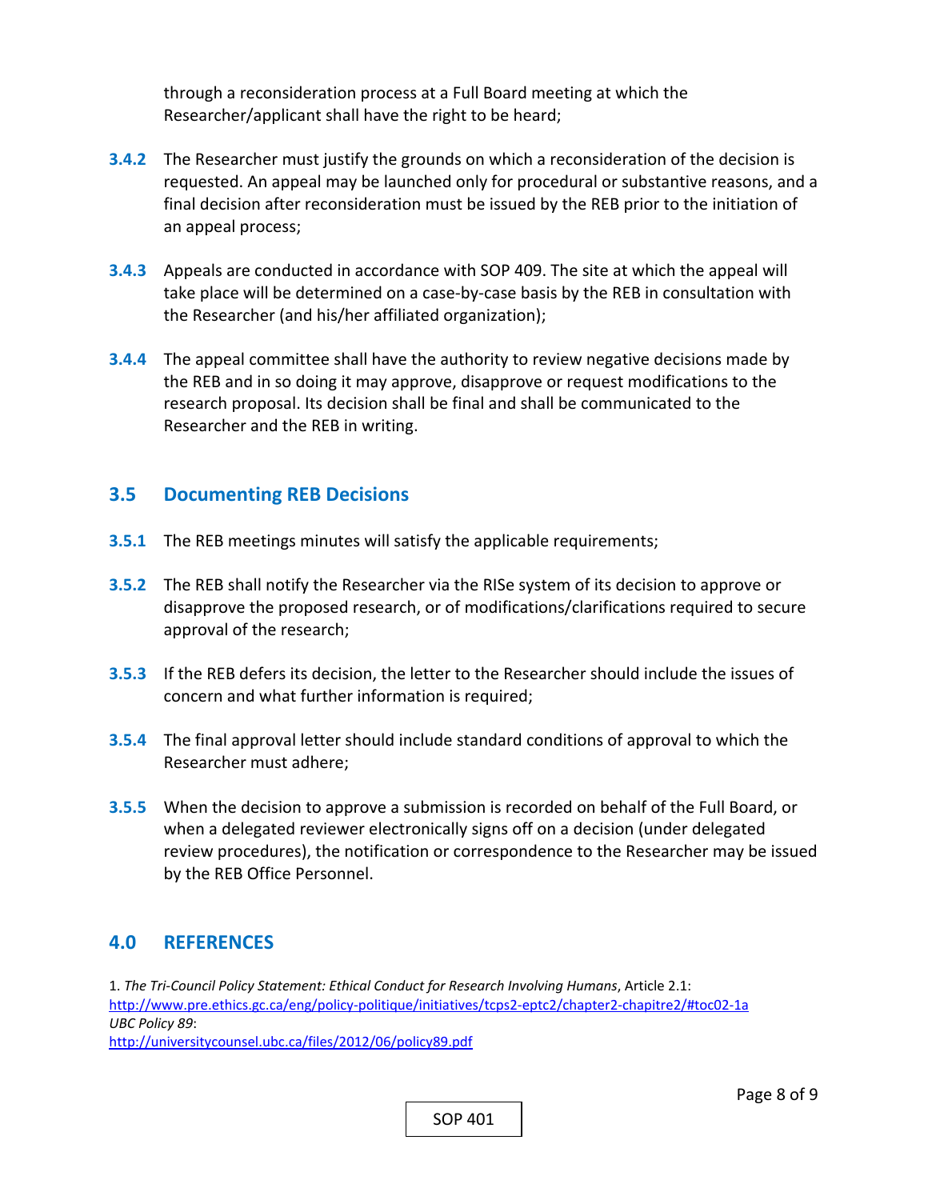through a reconsideration process at a Full Board meeting at which the Researcher/applicant shall have the right to be heard;

**3.4.2** The Researcher must justify the grounds on which a reconsideration of the decision is requested. An appeal may be launched only for procedural or substantive reasons, and a final decision after reconsideration must be issued by the REB prior to the initiation of an appeal process;

**3.4.3** Appeals are conducted in accordance with SOP 409. The site at which the appeal will take place will be determined on a case-by-case basis by the REB in consultation with the Researcher (and his/her affiliated organization);

**3.4.4** The appeal committee shall have the authority to review negative decisions made by the REB and in so doing it may approve, disapprove or request modifications to the research proposal. Its decision shall be final and shall be communicated to the Researcher and the REB in writing.

## 3.5 Documenting REB Decisions

**3.5.1** The REB meetings minutes will satisfy the applicable requirements;

**3.5.2** The REB shall notify the Researcher via the RISe system of its decision to approve or disapprove the proposed research, or of modifications/clarifications required to secure approval of the research;

**3.5.3** If the REB defers its decision, the letter to the Researcher should include the issues of concern and what further information is required;

**3.5.4** The final approval letter should include standard conditions of approval to which the Researcher must adhere;

**3.5.5** When the decision to approve a submission is recorded on behalf of the Full Board, or when a delegated reviewer electronically signs off on a decision (under delegated review procedures), the notification or correspondence to the Researcher may be issued by the REB Office Personnel.

## 4.0 REFERENCES

1. *The Tri-Council Policy Statement: Ethical Conduct for Research Involving Humans*, Article 2.1:
http://www.pre.ethics.gc.ca/eng/policy-politique/initiatives/tcps2-eptc2/chapter2-chapitre2/#toc02-1a
*UBC Policy 89*:
http://universitycounsel.ubc.ca/files/2012/06/policy89.pdf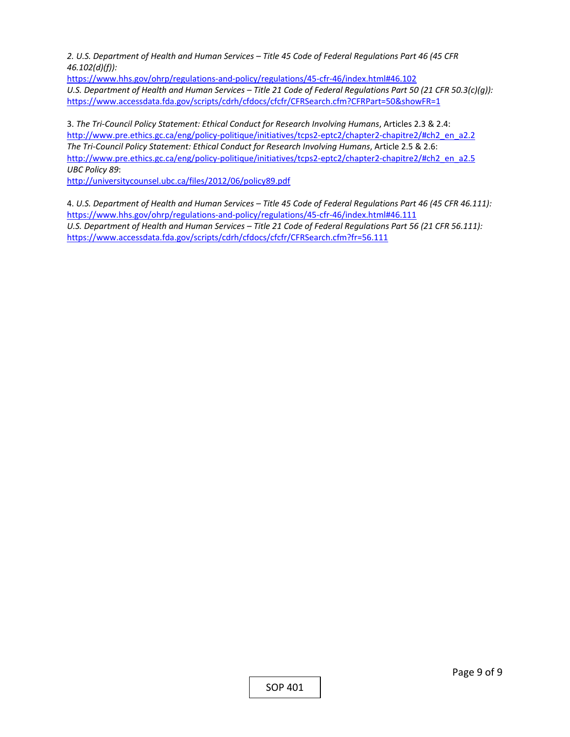2. *U.S. Department of Health and Human Services – Title 45 Code of Federal Regulations Part 46 (45 CFR 46.102(d)(f)):*
https://www.hhs.gov/ohrp/regulations-and-policy/regulations/45-cfr-46/index.html#46.102
*U.S. Department of Health and Human Services – Title 21 Code of Federal Regulations Part 50 (21 CFR 50.3(c)(g)):*
https://www.accessdata.fda.gov/scripts/cdrh/cfdocs/cfcfr/CFRSearch.cfm?CFRPart=50&showFR=1

3. *The Tri-Council Policy Statement: Ethical Conduct for Research Involving Humans*, Articles 2.3 & 2.4:
http://www.pre.ethics.gc.ca/eng/policy-politique/initiatives/tcps2-eptc2/chapter2-chapitre2/#ch2_en_a2.2
*The Tri-Council Policy Statement: Ethical Conduct for Research Involving Humans*, Article 2.5 & 2.6:
http://www.pre.ethics.gc.ca/eng/policy-politique/initiatives/tcps2-eptc2/chapter2-chapitre2/#ch2_en_a2.5
*UBC Policy 89*:
http://universitycounsel.ubc.ca/files/2012/06/policy89.pdf

4. *U.S. Department of Health and Human Services – Title 45 Code of Federal Regulations Part 46 (45 CFR 46.111):*
https://www.hhs.gov/ohrp/regulations-and-policy/regulations/45-cfr-46/index.html#46.111
*U.S. Department of Health and Human Services – Title 21 Code of Federal Regulations Part 56 (21 CFR 56.111):*
https://www.accessdata.fda.gov/scripts/cdrh/cfdocs/cfcfr/CFRSearch.cfm?fr=56.111